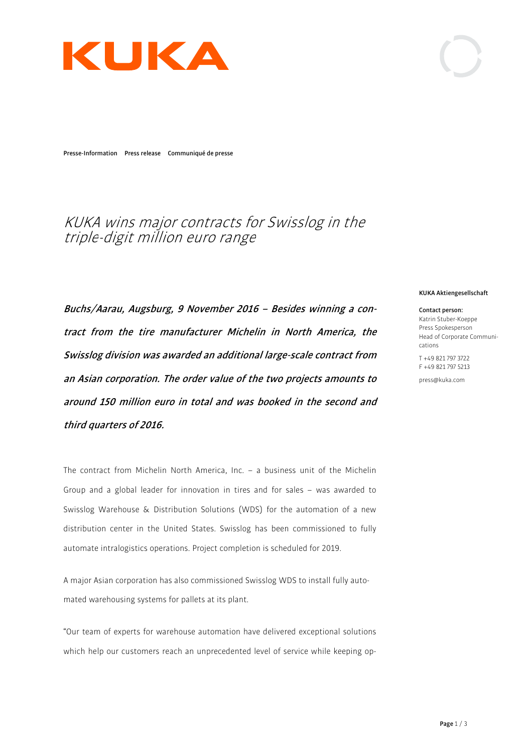Presse-Information Press release Communiqué de presse

# KUKA wins major contracts for Swisslog in the triple-digit million euro range

**KUKA Aktiengesellschaft**

**Contact person:**
Katrin Stuber-Koeppe
Press Spokesperson
Head of Corporate Communications

T +49 821 797 3722
F +49 821 797 5213

press@kuka.com

***Buchs/Aarau, Augsburg, 9 November 2016 – Besides winning a contract from the tire manufacturer Michelin in North America, the Swisslog division was awarded an additional large-scale contract from an Asian corporation. The order value of the two projects amounts to around 150 million euro in total and was booked in the second and third quarters of 2016.***

The contract from Michelin North America, Inc. – a business unit of the Michelin Group and a global leader for innovation in tires and for sales – was awarded to Swisslog Warehouse & Distribution Solutions (WDS) for the automation of a new distribution center in the United States. Swisslog has been commissioned to fully automate intralogistics operations. Project completion is scheduled for 2019.

A major Asian corporation has also commissioned Swisslog WDS to install fully automated warehousing systems for pallets at its plant.

"Our team of experts for warehouse automation have delivered exceptional solutions which help our customers reach an unprecedented level of service while keeping op-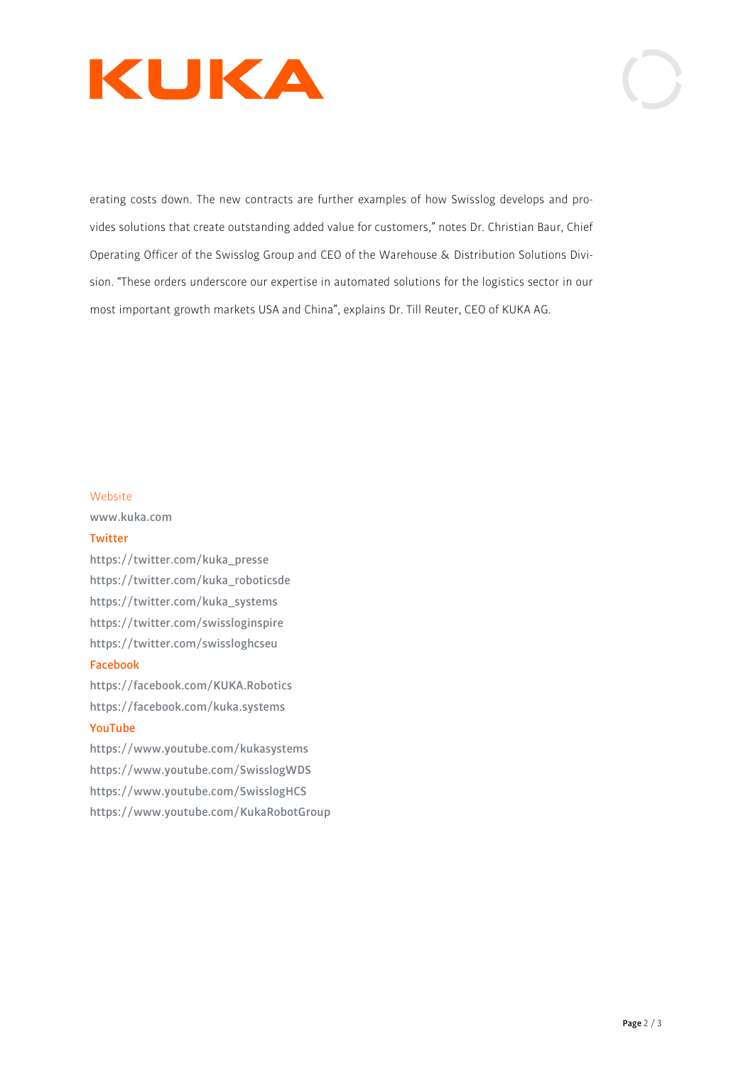erating costs down. The new contracts are further examples of how Swisslog develops and provides solutions that create outstanding added value for customers," notes Dr. Christian Baur, Chief Operating Officer of the Swisslog Group and CEO of the Warehouse & Distribution Solutions Division. "These orders underscore our expertise in automated solutions for the logistics sector in our most important growth markets USA and China", explains Dr. Till Reuter, CEO of KUKA AG.

Website

www.kuka.com

**Twitter**

https://twitter.com/kuka_presse
https://twitter.com/kuka_roboticsde
https://twitter.com/kuka_systems
https://twitter.com/swissloginspire
https://twitter.com/swissloghcseu

**Facebook**

https://facebook.com/KUKA.Robotics
https://facebook.com/kuka.systems

**YouTube**

https://www.youtube.com/kukasystems
https://www.youtube.com/SwisslogWDS
https://www.youtube.com/SwisslogHCS
https://www.youtube.com/KukaRobotGroup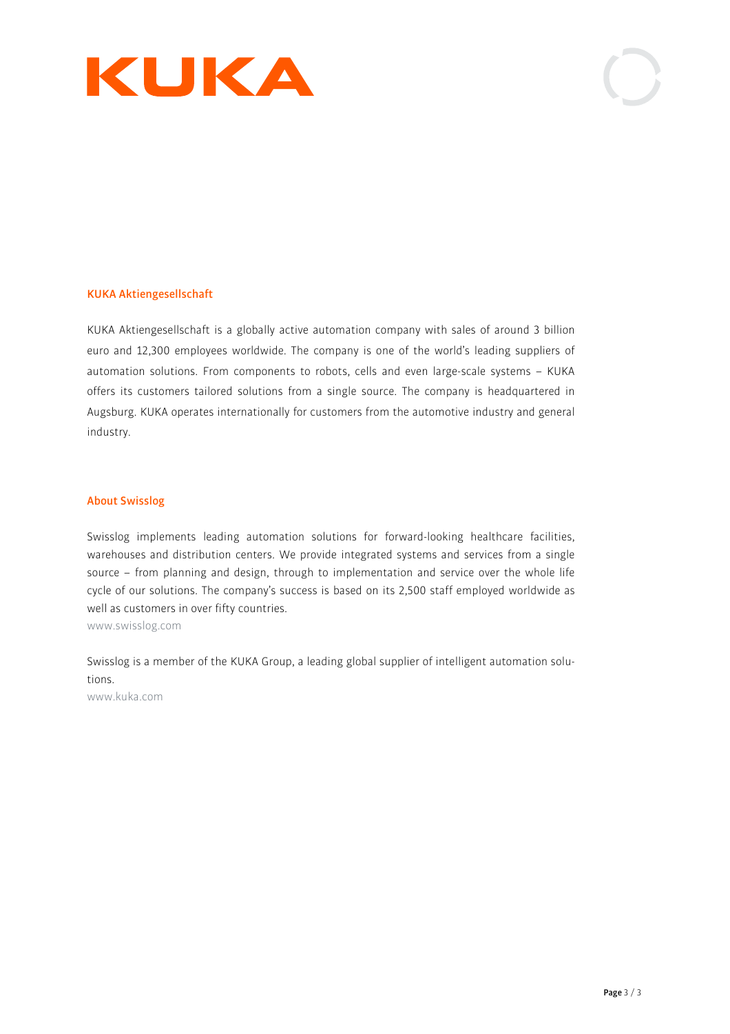## KUKA Aktiengesellschaft

KUKA Aktiengesellschaft is a globally active automation company with sales of around 3 billion euro and 12,300 employees worldwide. The company is one of the world's leading suppliers of automation solutions. From components to robots, cells and even large-scale systems – KUKA offers its customers tailored solutions from a single source. The company is headquartered in Augsburg. KUKA operates internationally for customers from the automotive industry and general industry.

## About Swisslog

Swisslog implements leading automation solutions for forward-looking healthcare facilities, warehouses and distribution centers. We provide integrated systems and services from a single source – from planning and design, through to implementation and service over the whole life cycle of our solutions. The company's success is based on its 2,500 staff employed worldwide as well as customers in over fifty countries.
www.swisslog.com

Swisslog is a member of the KUKA Group, a leading global supplier of intelligent automation solutions.
www.kuka.com